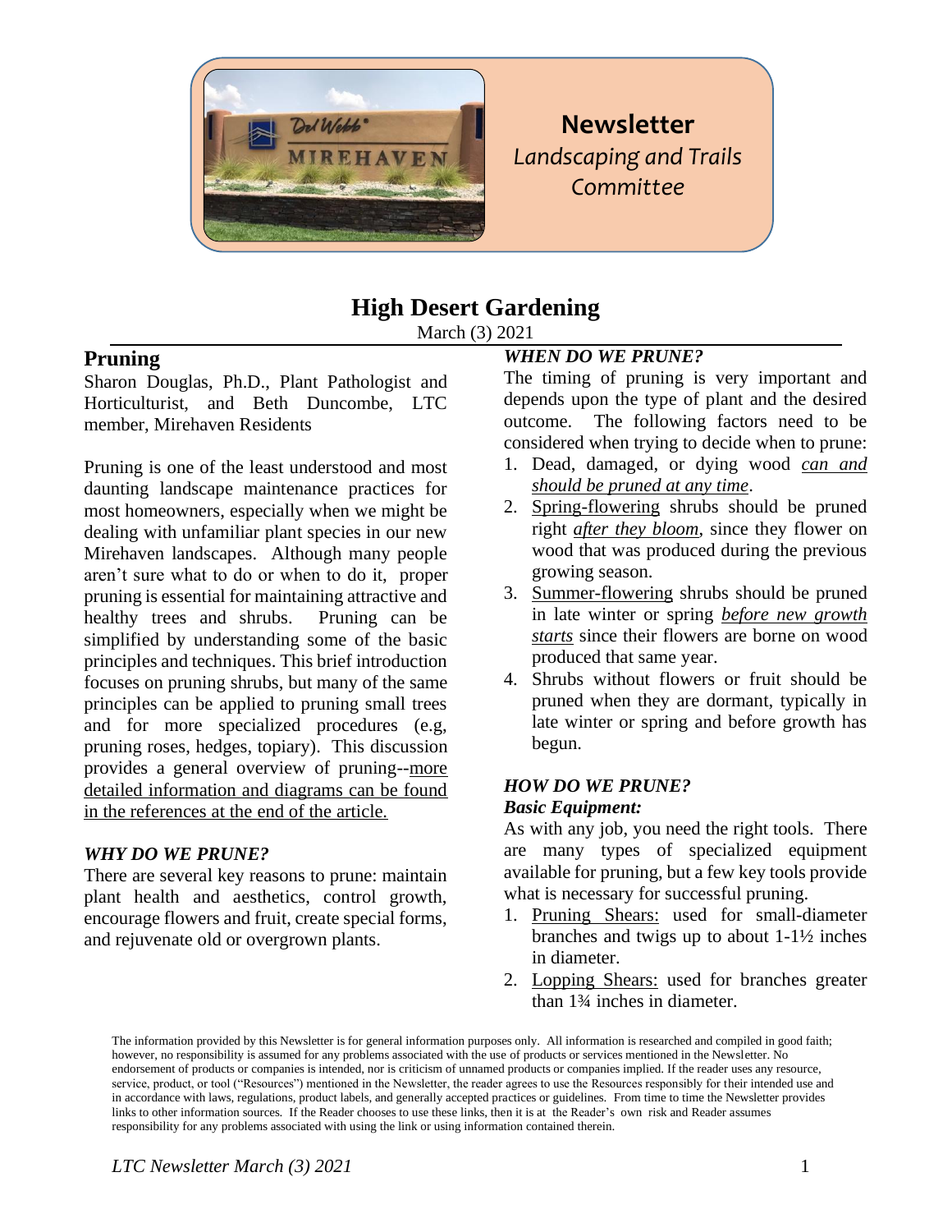**Newsletter**
*Landscaping and Trails Committee*

# High Desert Gardening

March (3) 2021

## Pruning

Sharon Douglas, Ph.D., Plant Pathologist and Horticulturist, and Beth Duncombe, LTC member, Mirehaven Residents

Pruning is one of the least understood and most daunting landscape maintenance practices for most homeowners, especially when we might be dealing with unfamiliar plant species in our new Mirehaven landscapes. Although many people aren't sure what to do or when to do it, proper pruning is essential for maintaining attractive and healthy trees and shrubs. Pruning can be simplified by understanding some of the basic principles and techniques. This brief introduction focuses on pruning shrubs, but many of the same principles can be applied to pruning small trees and for more specialized procedures (e.g, pruning roses, hedges, topiary). This discussion provides a general overview of pruning--<u>more detailed information and diagrams can be found in the references at the end of the article.</u>

### *WHY DO WE PRUNE?*

There are several key reasons to prune: maintain plant health and aesthetics, control growth, encourage flowers and fruit, create special forms, and rejuvenate old or overgrown plants.

### *WHEN DO WE PRUNE?*

The timing of pruning is very important and depends upon the type of plant and the desired outcome. The following factors need to be considered when trying to decide when to prune:

1. Dead, damaged, or dying wood <u>*can and should be pruned at any time*</u>.
2. <u>Spring-flowering</u> shrubs should be pruned right <u>*after they bloom*</u>, since they flower on wood that was produced during the previous growing season.
3. <u>Summer-flowering</u> shrubs should be pruned in late winter or spring <u>*before new growth starts*</u> since their flowers are borne on wood produced that same year.
4. Shrubs without flowers or fruit should be pruned when they are dormant, typically in late winter or spring and before growth has begun.

### *HOW DO WE PRUNE?*

***Basic Equipment:***

As with any job, you need the right tools. There are many types of specialized equipment available for pruning, but a few key tools provide what is necessary for successful pruning.

1. <u>Pruning Shears:</u> used for small-diameter branches and twigs up to about 1-1½ inches in diameter.
2. <u>Lopping Shears:</u> used for branches greater than 1¾ inches in diameter.

The information provided by this Newsletter is for general information purposes only. All information is researched and compiled in good faith; however, no responsibility is assumed for any problems associated with the use of products or services mentioned in the Newsletter. No endorsement of products or companies is intended, nor is criticism of unnamed products or companies implied. If the reader uses any resource, service, product, or tool ("Resources") mentioned in the Newsletter, the reader agrees to use the Resources responsibly for their intended use and in accordance with laws, regulations, product labels, and generally accepted practices or guidelines. From time to time the Newsletter provides links to other information sources. If the Reader chooses to use these links, then it is at the Reader's own risk and Reader assumes responsibility for any problems associated with using the link or using information contained therein.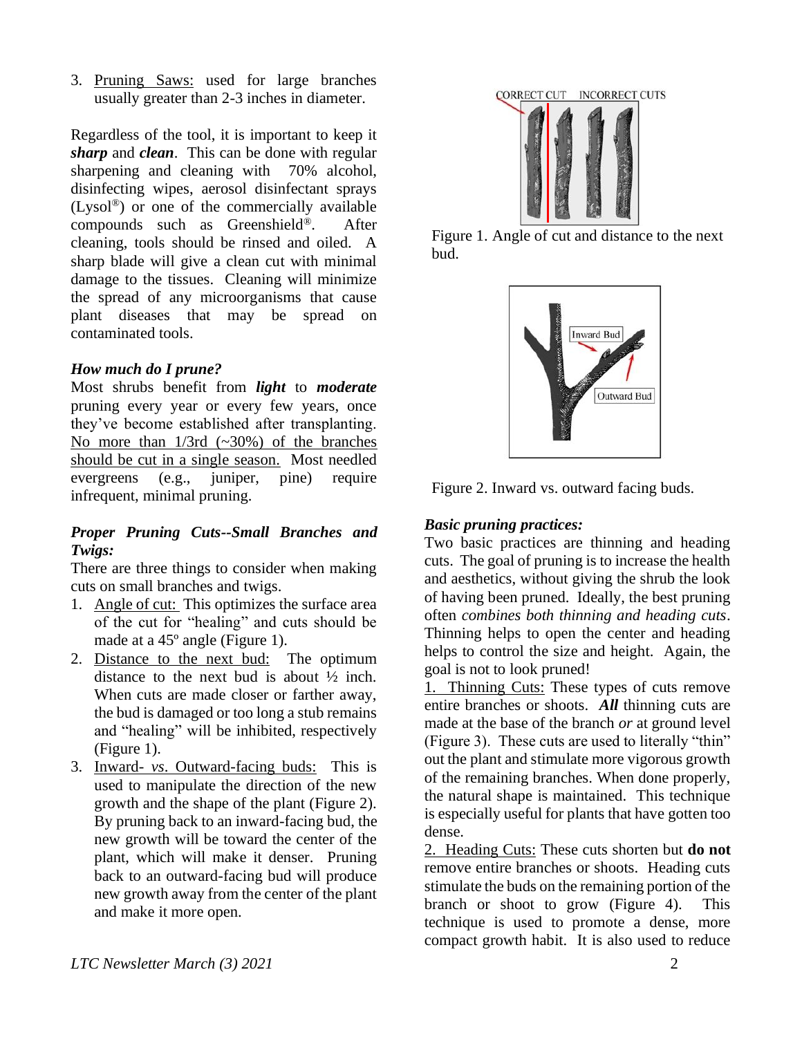3. Pruning Saws: used for large branches usually greater than 2-3 inches in diameter.

Regardless of the tool, it is important to keep it ***sharp*** and ***clean***. This can be done with regular sharpening and cleaning with 70% alcohol, disinfecting wipes, aerosol disinfectant sprays (Lysol®) or one of the commercially available compounds such as Greenshield®. After cleaning, tools should be rinsed and oiled. A sharp blade will give a clean cut with minimal damage to the tissues. Cleaning will minimize the spread of any microorganisms that cause plant diseases that may be spread on contaminated tools.

### *How much do I prune?*

Most shrubs benefit from ***light*** to ***moderate*** pruning every year or every few years, once they've become established after transplanting. No more than 1/3rd (~30%) of the branches should be cut in a single season. Most needled evergreens (e.g., juniper, pine) require infrequent, minimal pruning.

### *Proper Pruning Cuts--Small Branches and Twigs:*

There are three things to consider when making cuts on small branches and twigs.

1. Angle of cut: This optimizes the surface area of the cut for "healing" and cuts should be made at a 45º angle (Figure 1).
2. Distance to the next bud: The optimum distance to the next bud is about ½ inch. When cuts are made closer or farther away, the bud is damaged or too long a stub remains and "healing" will be inhibited, respectively (Figure 1).
3. Inward- *vs.* Outward-facing buds: This is used to manipulate the direction of the new growth and the shape of the plant (Figure 2). By pruning back to an inward-facing bud, the new growth will be toward the center of the plant, which will make it denser. Pruning back to an outward-facing bud will produce new growth away from the center of the plant and make it more open.

CORRECT CUT INCORRECT CUTS

Figure 1. Angle of cut and distance to the next bud.

Inward Bud

Outward Bud

Figure 2. Inward vs. outward facing buds.

### *Basic pruning practices:*

Two basic practices are thinning and heading cuts. The goal of pruning is to increase the health and aesthetics, without giving the shrub the look of having been pruned. Ideally, the best pruning often *combines both thinning and heading cuts*. Thinning helps to open the center and heading helps to control the size and height. Again, the goal is not to look pruned!

1. Thinning Cuts: These types of cuts remove entire branches or shoots. ***All*** thinning cuts are made at the base of the branch *or* at ground level (Figure 3). These cuts are used to literally "thin" out the plant and stimulate more vigorous growth of the remaining branches. When done properly, the natural shape is maintained. This technique is especially useful for plants that have gotten too dense.
2. Heading Cuts: These cuts shorten but **do not** remove entire branches or shoots. Heading cuts stimulate the buds on the remaining portion of the branch or shoot to grow (Figure 4). This technique is used to promote a dense, more compact growth habit. It is also used to reduce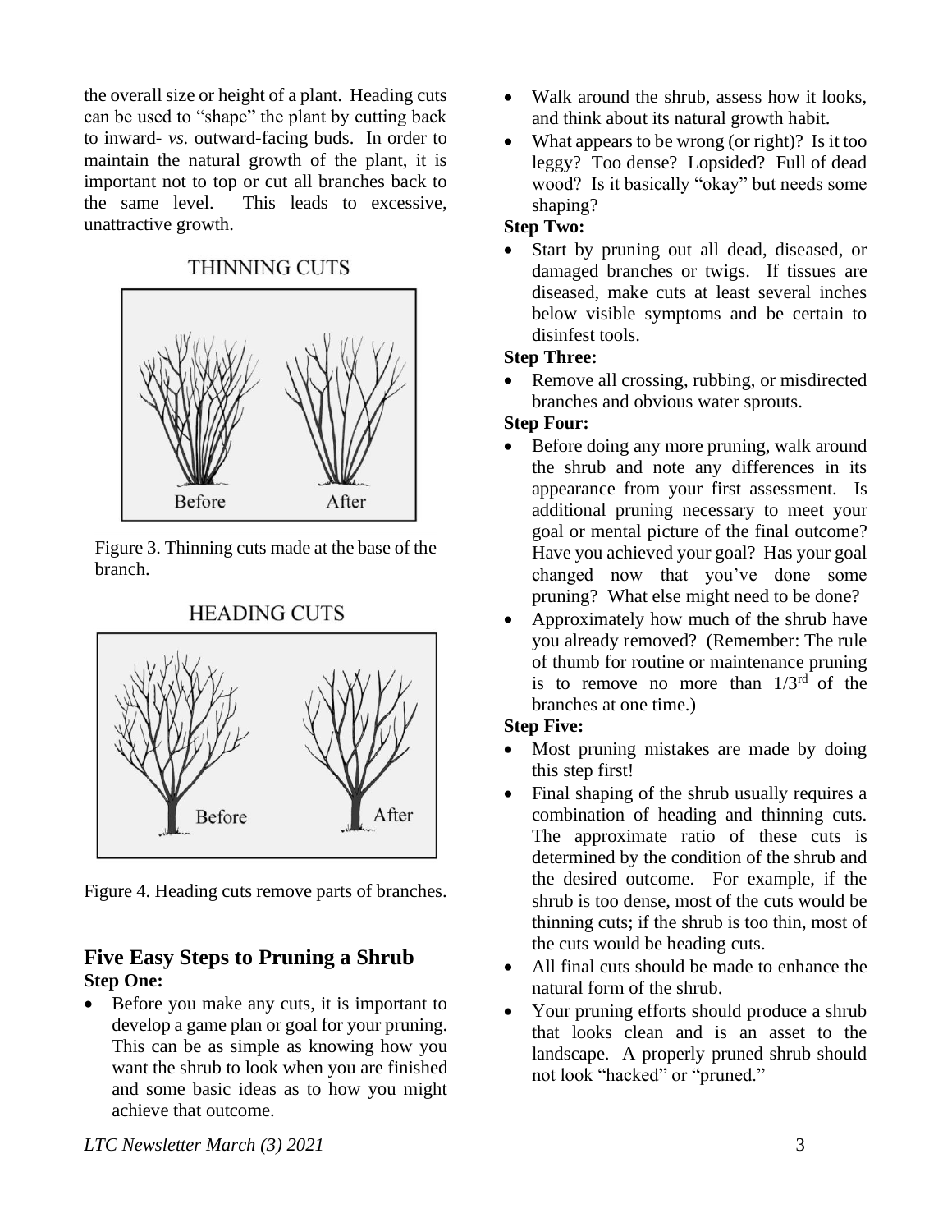the overall size or height of a plant. Heading cuts can be used to "shape" the plant by cutting back to inward- *vs.* outward-facing buds. In order to maintain the natural growth of the plant, it is important not to top or cut all branches back to the same level. This leads to excessive, unattractive growth.

THINNING CUTS

Figure 3. Thinning cuts made at the base of the branch.

HEADING CUTS

Figure 4. Heading cuts remove parts of branches.

## Five Easy Steps to Pruning a Shrub

**Step One:**

- Before you make any cuts, it is important to develop a game plan or goal for your pruning. This can be as simple as knowing how you want the shrub to look when you are finished and some basic ideas as to how you might achieve that outcome.
- Walk around the shrub, assess how it looks, and think about its natural growth habit.
- What appears to be wrong (or right)? Is it too leggy? Too dense? Lopsided? Full of dead wood? Is it basically "okay" but needs some shaping?

**Step Two:**

- Start by pruning out all dead, diseased, or damaged branches or twigs. If tissues are diseased, make cuts at least several inches below visible symptoms and be certain to disinfest tools.

**Step Three:**

- Remove all crossing, rubbing, or misdirected branches and obvious water sprouts.

**Step Four:**

- Before doing any more pruning, walk around the shrub and note any differences in its appearance from your first assessment. Is additional pruning necessary to meet your goal or mental picture of the final outcome? Have you achieved your goal? Has your goal changed now that you've done some pruning? What else might need to be done?
- Approximately how much of the shrub have you already removed? (Remember: The rule of thumb for routine or maintenance pruning is to remove no more than 1/3rd of the branches at one time.)

**Step Five:**

- Most pruning mistakes are made by doing this step first!
- Final shaping of the shrub usually requires a combination of heading and thinning cuts. The approximate ratio of these cuts is determined by the condition of the shrub and the desired outcome. For example, if the shrub is too dense, most of the cuts would be thinning cuts; if the shrub is too thin, most of the cuts would be heading cuts.
- All final cuts should be made to enhance the natural form of the shrub.
- Your pruning efforts should produce a shrub that looks clean and is an asset to the landscape. A properly pruned shrub should not look "hacked" or "pruned."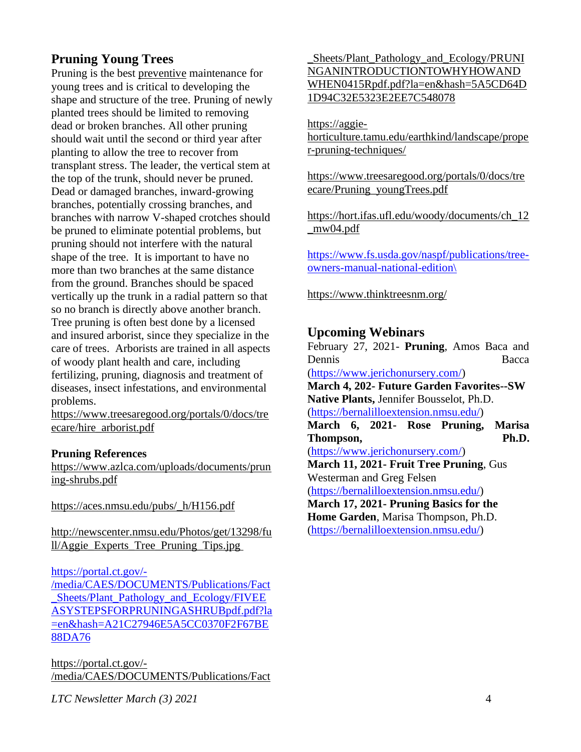## Pruning Young Trees

Pruning is the best preventive maintenance for young trees and is critical to developing the shape and structure of the tree. Pruning of newly planted trees should be limited to removing dead or broken branches. All other pruning should wait until the second or third year after planting to allow the tree to recover from transplant stress. The leader, the vertical stem at the top of the trunk, should never be pruned. Dead or damaged branches, inward-growing branches, potentially crossing branches, and branches with narrow V-shaped crotches should be pruned to eliminate potential problems, but pruning should not interfere with the natural shape of the tree. It is important to have no more than two branches at the same distance from the ground. Branches should be spaced vertically up the trunk in a radial pattern so that so no branch is directly above another branch. Tree pruning is often best done by a licensed and insured arborist, since they specialize in the care of trees. Arborists are trained in all aspects of woody plant health and care, including fertilizing, pruning, diagnosis and treatment of diseases, insect infestations, and environmental problems.

https://www.treesaregood.org/portals/0/docs/treecare/hire_arborist.pdf

### Pruning References

https://www.azlca.com/uploads/documents/pruning-shrubs.pdf

https://aces.nmsu.edu/pubs/_h/H156.pdf

http://newscenter.nmsu.edu/Photos/get/13298/full/Aggie_Experts_Tree_Pruning_Tips.jpg

https://portal.ct.gov/-/media/CAES/DOCUMENTS/Publications/Fact_Sheets/Plant_Pathology_and_Ecology/FIVEEASYSTEPSFORPRUNINGASHRUBpdf.pdf?la=en&hash=A21C27946E5A5CC0370F2F67BE88DA76

https://portal.ct.gov/-/media/CAES/DOCUMENTS/Publications/Fact_Sheets/Plant_Pathology_and_Ecology/PRUNINGANINTRODUCTIONTOWHYHOWANDWHEN0415Rpdf.pdf?la=en&hash=5A5CD64D1D94C32E5323E2EE7C548078

https://aggie-horticulture.tamu.edu/earthkind/landscape/proper-pruning-techniques/

https://www.treesaregood.org/portals/0/docs/treecare/Pruning_youngTrees.pdf

https://hort.ifas.ufl.edu/woody/documents/ch_12_mw04.pdf

https://www.fs.usda.gov/naspf/publications/tree-owners-manual-national-edition\

https://www.thinktreesnm.org/

## Upcoming Webinars

February 27, 2021- **Pruning**, Amos Baca and Dennis Bacca (https://www.jerichonursery.com/)

**March 4, 202- Future Garden Favorites--SW Native Plants,** Jennifer Bousselot, Ph.D. (https://bernalilloextension.nmsu.edu/)

**March 6, 2021- Rose Pruning, Marisa Thompson, Ph.D.** (https://www.jerichonursery.com/)

**March 11, 2021- Fruit Tree Pruning**, Gus Westerman and Greg Felsen (https://bernalilloextension.nmsu.edu/)

**March 17, 2021- Pruning Basics for the Home Garden**, Marisa Thompson, Ph.D. (https://bernalilloextension.nmsu.edu/)